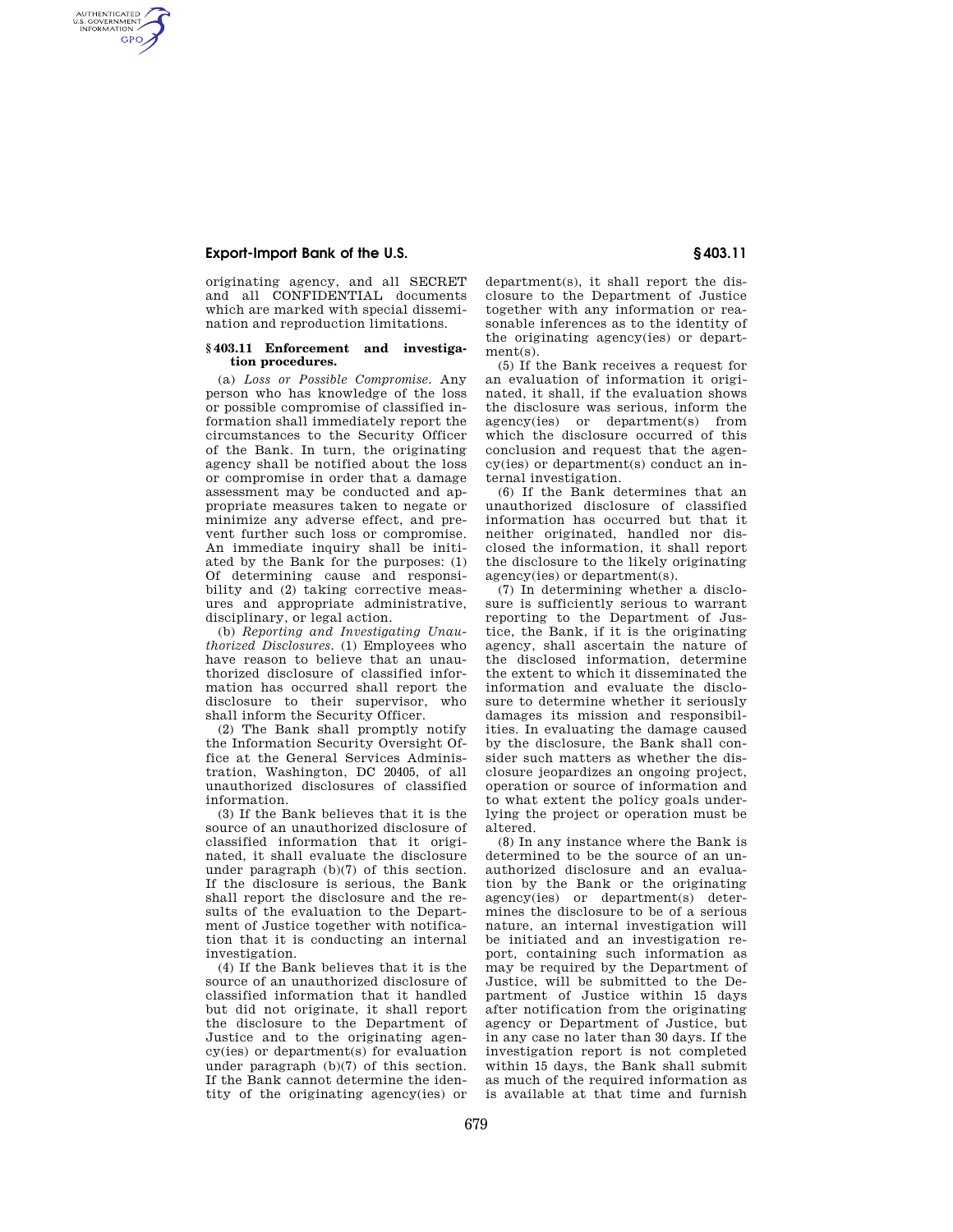originating agency, and all SECRET and all CONFIDENTIAL documents which are marked with special dissemination and reproduction limitations.

### § 403.11 Enforcement and investigation procedures.

(a) *Loss or Possible Compromise.* Any person who has knowledge of the loss or possible compromise of classified information shall immediately report the circumstances to the Security Officer of the Bank. In turn, the originating agency shall be notified about the loss or compromise in order that a damage assessment may be conducted and appropriate measures taken to negate or minimize any adverse effect, and prevent further such loss or compromise. An immediate inquiry shall be initiated by the Bank for the purposes: (1) Of determining cause and responsibility and (2) taking corrective measures and appropriate administrative, disciplinary, or legal action.

(b) *Reporting and Investigating Unauthorized Disclosures.* (1) Employees who have reason to believe that an unauthorized disclosure of classified information has occurred shall report the disclosure to their supervisor, who shall inform the Security Officer.

(2) The Bank shall promptly notify the Information Security Oversight Office at the General Services Administration, Washington, DC 20405, of all unauthorized disclosures of classified information.

(3) If the Bank believes that it is the source of an unauthorized disclosure of classified information that it originated, it shall evaluate the disclosure under paragraph (b)(7) of this section. If the disclosure is serious, the Bank shall report the disclosure and the results of the evaluation to the Department of Justice together with notification that it is conducting an internal investigation.

(4) If the Bank believes that it is the source of an unauthorized disclosure of classified information that it handled but did not originate, it shall report the disclosure to the Department of Justice and to the originating agency(ies) or department(s) for evaluation under paragraph (b)(7) of this section. If the Bank cannot determine the identity of the originating agency(ies) or department(s), it shall report the disclosure to the Department of Justice together with any information or reasonable inferences as to the identity of the originating agency(ies) or department(s).

(5) If the Bank receives a request for an evaluation of information it originated, it shall, if the evaluation shows the disclosure was serious, inform the agency(ies) or department(s) from which the disclosure occurred of this conclusion and request that the agency(ies) or department(s) conduct an internal investigation.

(6) If the Bank determines that an unauthorized disclosure of classified information has occurred but that it neither originated, handled nor disclosed the information, it shall report the disclosure to the likely originating agency(ies) or department(s).

(7) In determining whether a disclosure is sufficiently serious to warrant reporting to the Department of Justice, the Bank, if it is the originating agency, shall ascertain the nature of the disclosed information, determine the extent to which it disseminated the information and evaluate the disclosure to determine whether it seriously damages its mission and responsibilities. In evaluating the damage caused by the disclosure, the Bank shall consider such matters as whether the disclosure jeopardizes an ongoing project, operation or source of information and to what extent the policy goals underlying the project or operation must be altered.

(8) In any instance where the Bank is determined to be the source of an unauthorized disclosure and an evaluation by the Bank or the originating agency(ies) or department(s) determines the disclosure to be of a serious nature, an internal investigation will be initiated and an investigation report, containing such information as may be required by the Department of Justice, will be submitted to the Department of Justice within 15 days after notification from the originating agency or Department of Justice, but in any case no later than 30 days. If the investigation report is not completed within 15 days, the Bank shall submit as much of the required information as is available at that time and furnish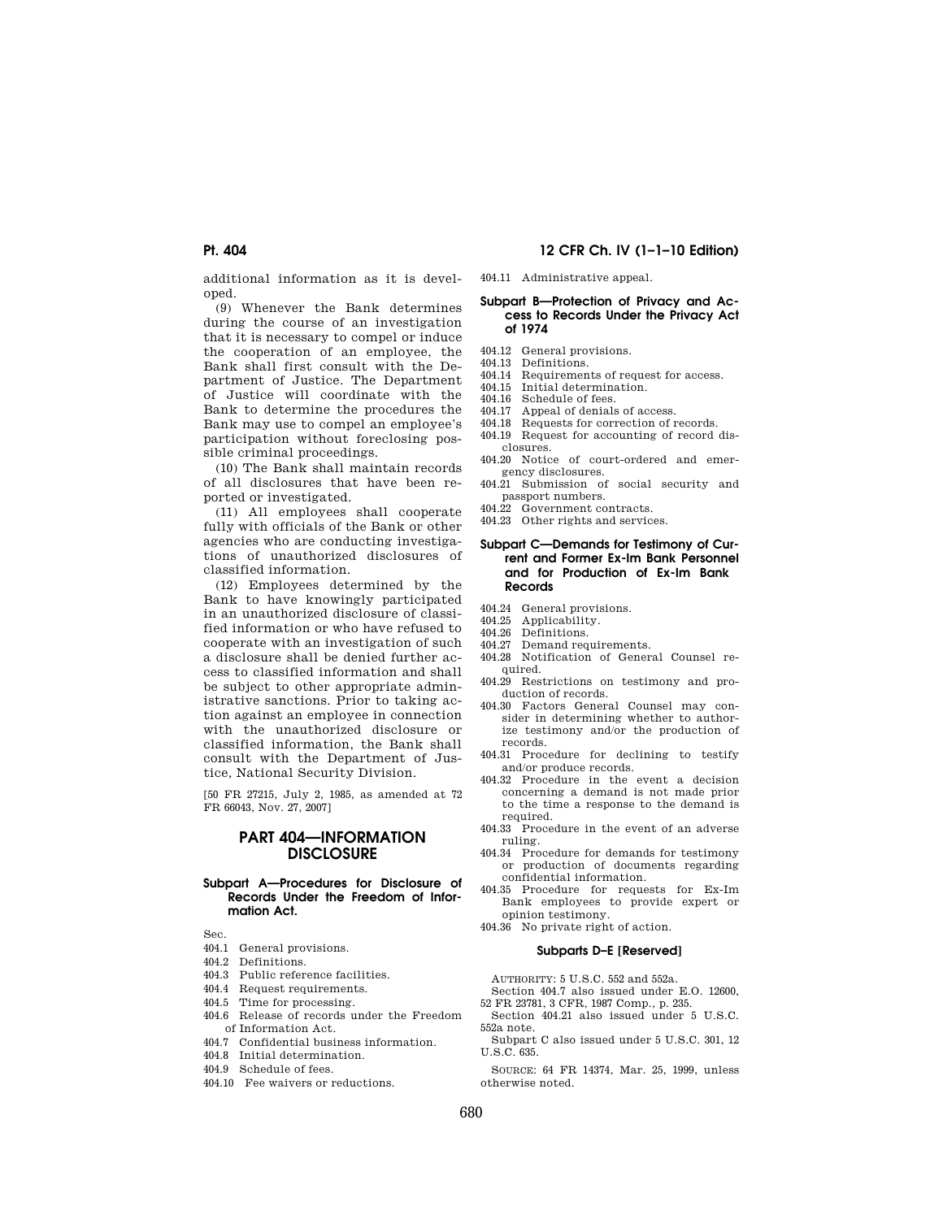additional information as it is developed.

(9) Whenever the Bank determines during the course of an investigation that it is necessary to compel or induce the cooperation of an employee, the Bank shall first consult with the Department of Justice. The Department of Justice will coordinate with the Bank to determine the procedures the Bank may use to compel an employee's participation without foreclosing possible criminal proceedings.

(10) The Bank shall maintain records of all disclosures that have been reported or investigated.

(11) All employees shall cooperate fully with officials of the Bank or other agencies who are conducting investigations of unauthorized disclosures of classified information.

(12) Employees determined by the Bank to have knowingly participated in an unauthorized disclosure of classified information or who have refused to cooperate with an investigation of such a disclosure shall be denied further access to classified information and shall be subject to other appropriate administrative sanctions. Prior to taking action against an employee in connection with the unauthorized disclosure or classified information, the Bank shall consult with the Department of Justice, National Security Division.

[50 FR 27215, July 2, 1985, as amended at 72 FR 66043, Nov. 27, 2007]

# PART 404—INFORMATION DISCLOSURE

### Subpart A—Procedures for Disclosure of Records Under the Freedom of Information Act.

Sec.

404.1 General provisions.
404.2 Definitions.
404.3 Public reference facilities.
404.4 Request requirements.
404.5 Time for processing.
404.6 Release of records under the Freedom of Information Act.
404.7 Confidential business information.
404.8 Initial determination.
404.9 Schedule of fees.
404.10 Fee waivers or reductions.
404.11 Administrative appeal.

### Subpart B—Protection of Privacy and Access to Records Under the Privacy Act of 1974

404.12 General provisions.
404.13 Definitions.
404.14 Requirements of request for access.
404.15 Initial determination.
404.16 Schedule of fees.
404.17 Appeal of denials of access.
404.18 Requests for correction of records.
404.19 Request for accounting of record disclosures.
404.20 Notice of court-ordered and emergency disclosures.
404.21 Submission of social security and passport numbers.
404.22 Government contracts.
404.23 Other rights and services.

### Subpart C—Demands for Testimony of Current and Former Ex-Im Bank Personnel and for Production of Ex-Im Bank Records

404.24 General provisions.
404.25 Applicability.
404.26 Definitions.
404.27 Demand requirements.
404.28 Notification of General Counsel required.
404.29 Restrictions on testimony and production of records.
404.30 Factors General Counsel may consider in determining whether to authorize testimony and/or the production of records.
404.31 Procedure for declining to testify and/or produce records.
404.32 Procedure in the event a decision concerning a demand is not made prior to the time a response to the demand is required.
404.33 Procedure in the event of an adverse ruling.
404.34 Procedure for demands for testimony or production of documents regarding confidential information.
404.35 Procedure for requests for Ex-Im Bank employees to provide expert or opinion testimony.
404.36 No private right of action.

### Subparts D–E [Reserved]

AUTHORITY: 5 U.S.C. 552 and 552a.

Section 404.7 also issued under E.O. 12600, 52 FR 23781, 3 CFR, 1987 Comp., p. 235.

Section 404.21 also issued under 5 U.S.C. 552a note.

Subpart C also issued under 5 U.S.C. 301, 12 U.S.C. 635.

SOURCE: 64 FR 14374, Mar. 25, 1999, unless otherwise noted.